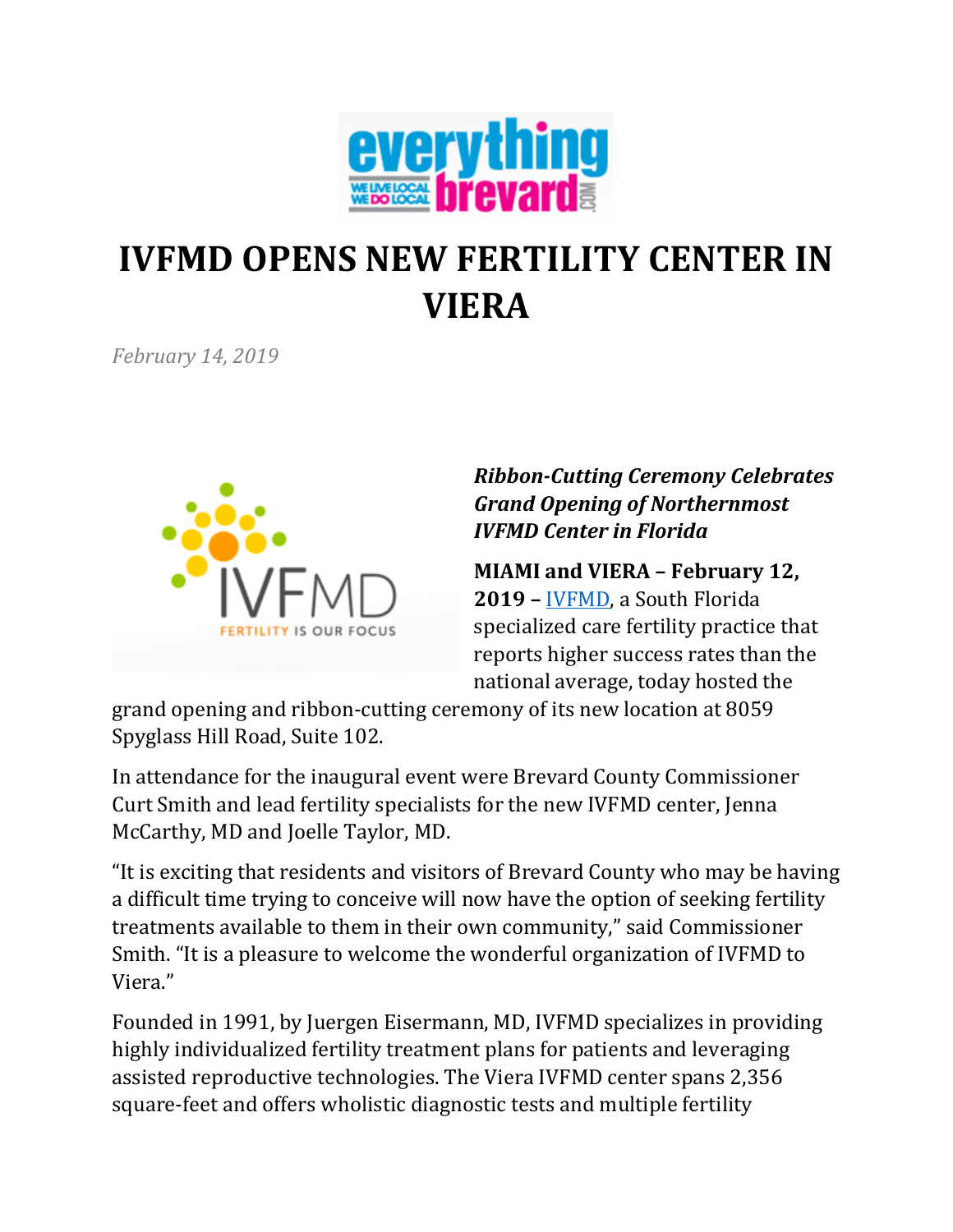# IVFMD OPENS NEW FERTILITY CENTER IN VIERA

*February 14, 2019*

***Ribbon-Cutting Ceremony Celebrates Grand Opening of Northernmost IVFMD Center in Florida***

**MIAMI and VIERA – February 12, 2019 –** IVFMD, a South Florida specialized care fertility practice that reports higher success rates than the national average, today hosted the grand opening and ribbon-cutting ceremony of its new location at 8059 Spyglass Hill Road, Suite 102.

In attendance for the inaugural event were Brevard County Commissioner Curt Smith and lead fertility specialists for the new IVFMD center, Jenna McCarthy, MD and Joelle Taylor, MD.

"It is exciting that residents and visitors of Brevard County who may be having a difficult time trying to conceive will now have the option of seeking fertility treatments available to them in their own community," said Commissioner Smith. "It is a pleasure to welcome the wonderful organization of IVFMD to Viera."

Founded in 1991, by Juergen Eisermann, MD, IVFMD specializes in providing highly individualized fertility treatment plans for patients and leveraging assisted reproductive technologies. The Viera IVFMD center spans 2,356 square-feet and offers wholistic diagnostic tests and multiple fertility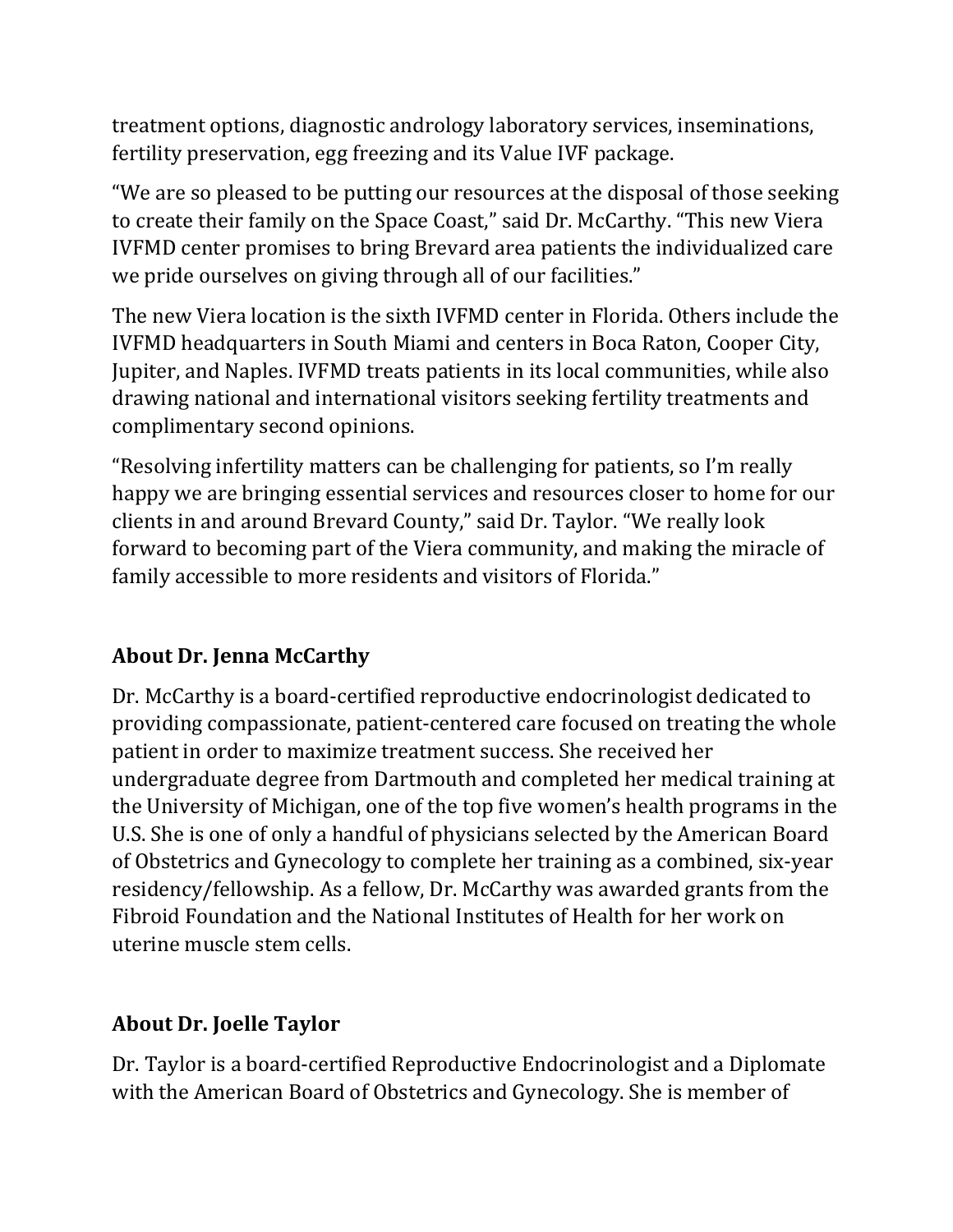treatment options, diagnostic andrology laboratory services, inseminations, fertility preservation, egg freezing and its Value IVF package.

“We are so pleased to be putting our resources at the disposal of those seeking to create their family on the Space Coast,” said Dr. McCarthy. “This new Viera IVFMD center promises to bring Brevard area patients the individualized care we pride ourselves on giving through all of our facilities.”

The new Viera location is the sixth IVFMD center in Florida. Others include the IVFMD headquarters in South Miami and centers in Boca Raton, Cooper City, Jupiter, and Naples. IVFMD treats patients in its local communities, while also drawing national and international visitors seeking fertility treatments and complimentary second opinions.

“Resolving infertility matters can be challenging for patients, so I’m really happy we are bringing essential services and resources closer to home for our clients in and around Brevard County,” said Dr. Taylor. “We really look forward to becoming part of the Viera community, and making the miracle of family accessible to more residents and visitors of Florida.”

## About Dr. Jenna McCarthy

Dr. McCarthy is a board-certified reproductive endocrinologist dedicated to providing compassionate, patient-centered care focused on treating the whole patient in order to maximize treatment success. She received her undergraduate degree from Dartmouth and completed her medical training at the University of Michigan, one of the top five women’s health programs in the U.S. She is one of only a handful of physicians selected by the American Board of Obstetrics and Gynecology to complete her training as a combined, six-year residency/fellowship. As a fellow, Dr. McCarthy was awarded grants from the Fibroid Foundation and the National Institutes of Health for her work on uterine muscle stem cells.

## About Dr. Joelle Taylor

Dr. Taylor is a board-certified Reproductive Endocrinologist and a Diplomate with the American Board of Obstetrics and Gynecology. She is member of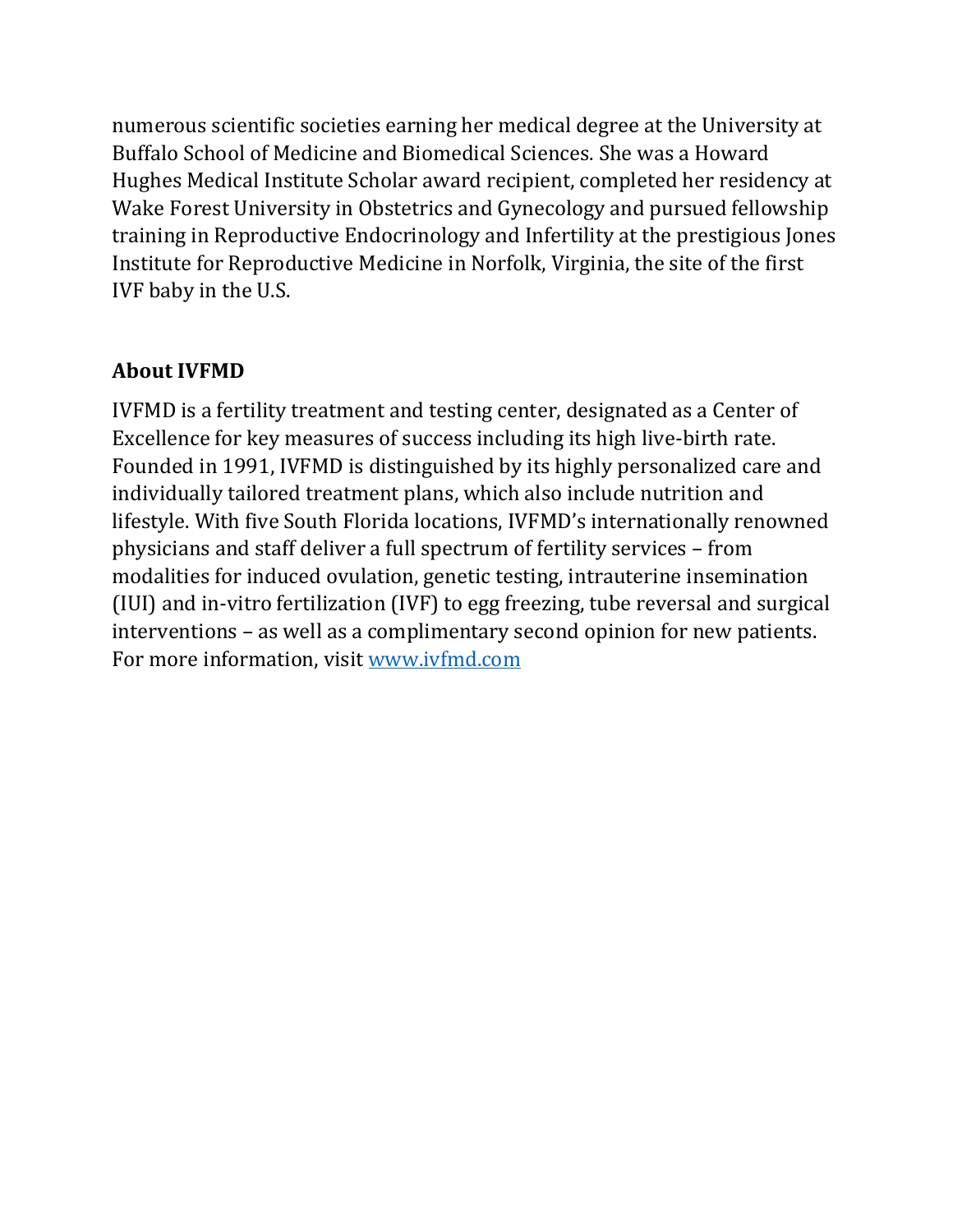numerous scientific societies earning her medical degree at the University at Buffalo School of Medicine and Biomedical Sciences. She was a Howard Hughes Medical Institute Scholar award recipient, completed her residency at Wake Forest University in Obstetrics and Gynecology and pursued fellowship training in Reproductive Endocrinology and Infertility at the prestigious Jones Institute for Reproductive Medicine in Norfolk, Virginia, the site of the first IVF baby in the U.S.

**About IVFMD**

IVFMD is a fertility treatment and testing center, designated as a Center of Excellence for key measures of success including its high live-birth rate. Founded in 1991, IVFMD is distinguished by its highly personalized care and individually tailored treatment plans, which also include nutrition and lifestyle. With five South Florida locations, IVFMD's internationally renowned physicians and staff deliver a full spectrum of fertility services – from modalities for induced ovulation, genetic testing, intrauterine insemination (IUI) and in-vitro fertilization (IVF) to egg freezing, tube reversal and surgical interventions – as well as a complimentary second opinion for new patients. For more information, visit [www.ivfmd.com](http://www.ivfmd.com)